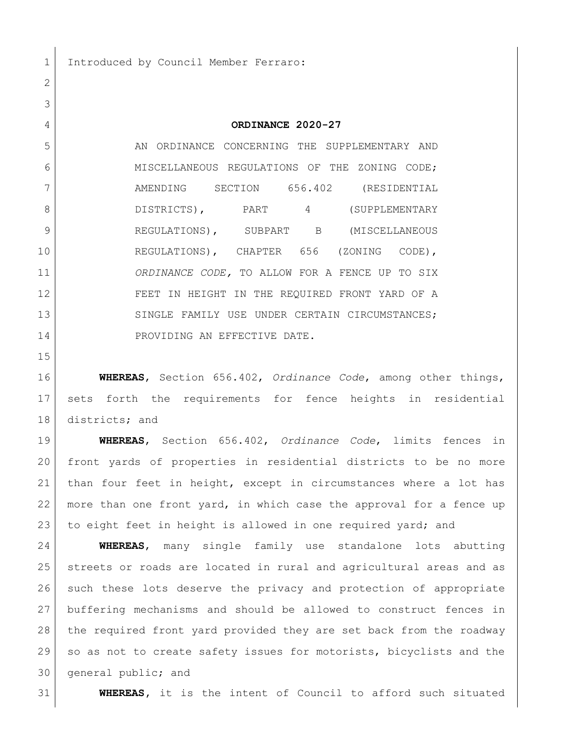Introduced by Council Member Ferraro:

**ORDINANCE 2020-27**

AN ORDINANCE CONCERNING THE SUPPLEMENTARY AND MISCELLANEOUS REGULATIONS OF THE ZONING CODE; AMENDING SECTION 656.402 (RESIDENTIAL DISTRICTS), PART 4 (SUPPLEMENTARY REGULATIONS), SUBPART B (MISCELLANEOUS REGULATIONS), CHAPTER 656 (ZONING CODE), *ORDINANCE CODE,* TO ALLOW FOR A FENCE UP TO SIX FEET IN HEIGHT IN THE REQUIRED FRONT YARD OF A SINGLE FAMILY USE UNDER CERTAIN CIRCUMSTANCES; PROVIDING AN EFFECTIVE DATE.

**WHEREAS**, Section 656.402, *Ordinance Code*, among other things, sets forth the requirements for fence heights in residential districts; and

**WHEREAS**, Section 656.402, *Ordinance Code*, limits fences in front yards of properties in residential districts to be no more than four feet in height, except in circumstances where a lot has more than one front yard, in which case the approval for a fence up to eight feet in height is allowed in one required yard; and

**WHEREAS**, many single family use standalone lots abutting streets or roads are located in rural and agricultural areas and as such these lots deserve the privacy and protection of appropriate buffering mechanisms and should be allowed to construct fences in the required front yard provided they are set back from the roadway so as not to create safety issues for motorists, bicyclists and the general public; and

**WHEREAS**, it is the intent of Council to afford such situated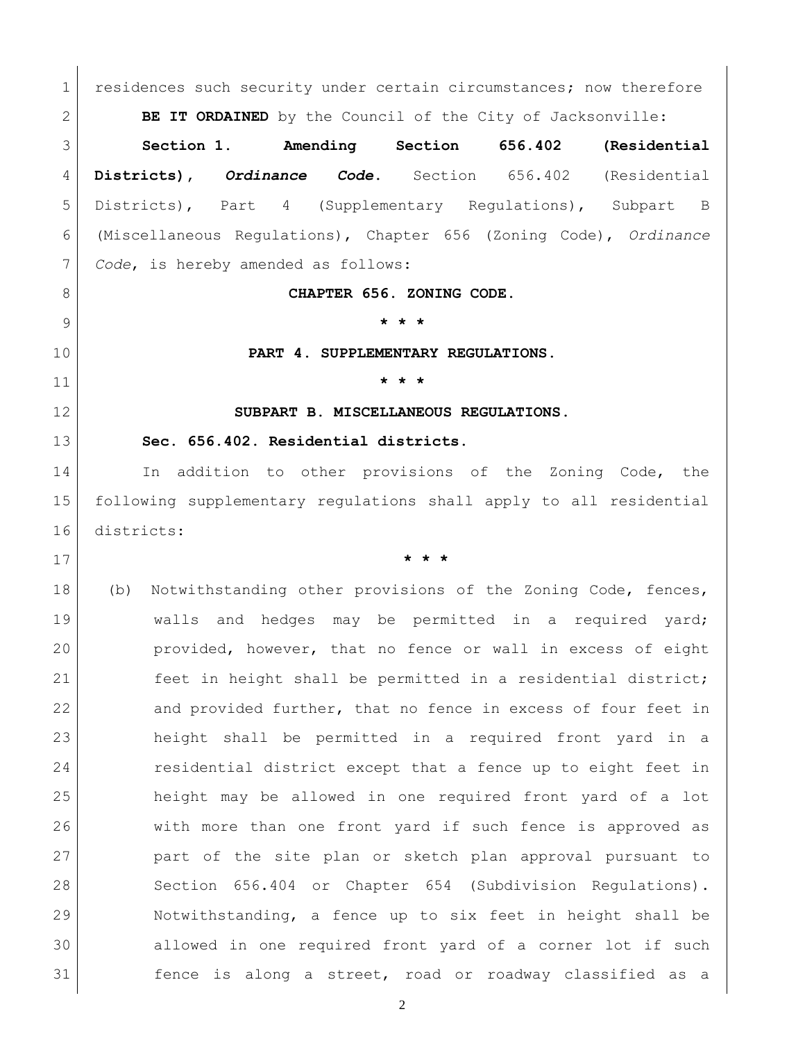residences such security under certain circumstances; now therefore

**BE IT ORDAINED** by the Council of the City of Jacksonville:

**Section 1. Amending Section 656.402 (Residential Districts), *Ordinance Code*.** Section 656.402 (Residential Districts), Part 4 (Supplementary Regulations), Subpart B (Miscellaneous Regulations), Chapter 656 (Zoning Code), *Ordinance Code*, is hereby amended as follows:

**CHAPTER 656. ZONING CODE.**

**\* \* \***

**PART 4. SUPPLEMENTARY REGULATIONS.**

**\* \* \***

**SUBPART B. MISCELLANEOUS REGULATIONS.**

**Sec. 656.402. Residential districts.**

In addition to other provisions of the Zoning Code, the following supplementary regulations shall apply to all residential districts:

**\* \* \***

(b) Notwithstanding other provisions of the Zoning Code, fences, walls and hedges may be permitted in a required yard; provided, however, that no fence or wall in excess of eight feet in height shall be permitted in a residential district; and provided further, that no fence in excess of four feet in height shall be permitted in a required front yard in a residential district except that a fence up to eight feet in height may be allowed in one required front yard of a lot with more than one front yard if such fence is approved as part of the site plan or sketch plan approval pursuant to Section 656.404 or Chapter 654 (Subdivision Regulations). Notwithstanding, a fence up to six feet in height shall be allowed in one required front yard of a corner lot if such fence is along a street, road or roadway classified as a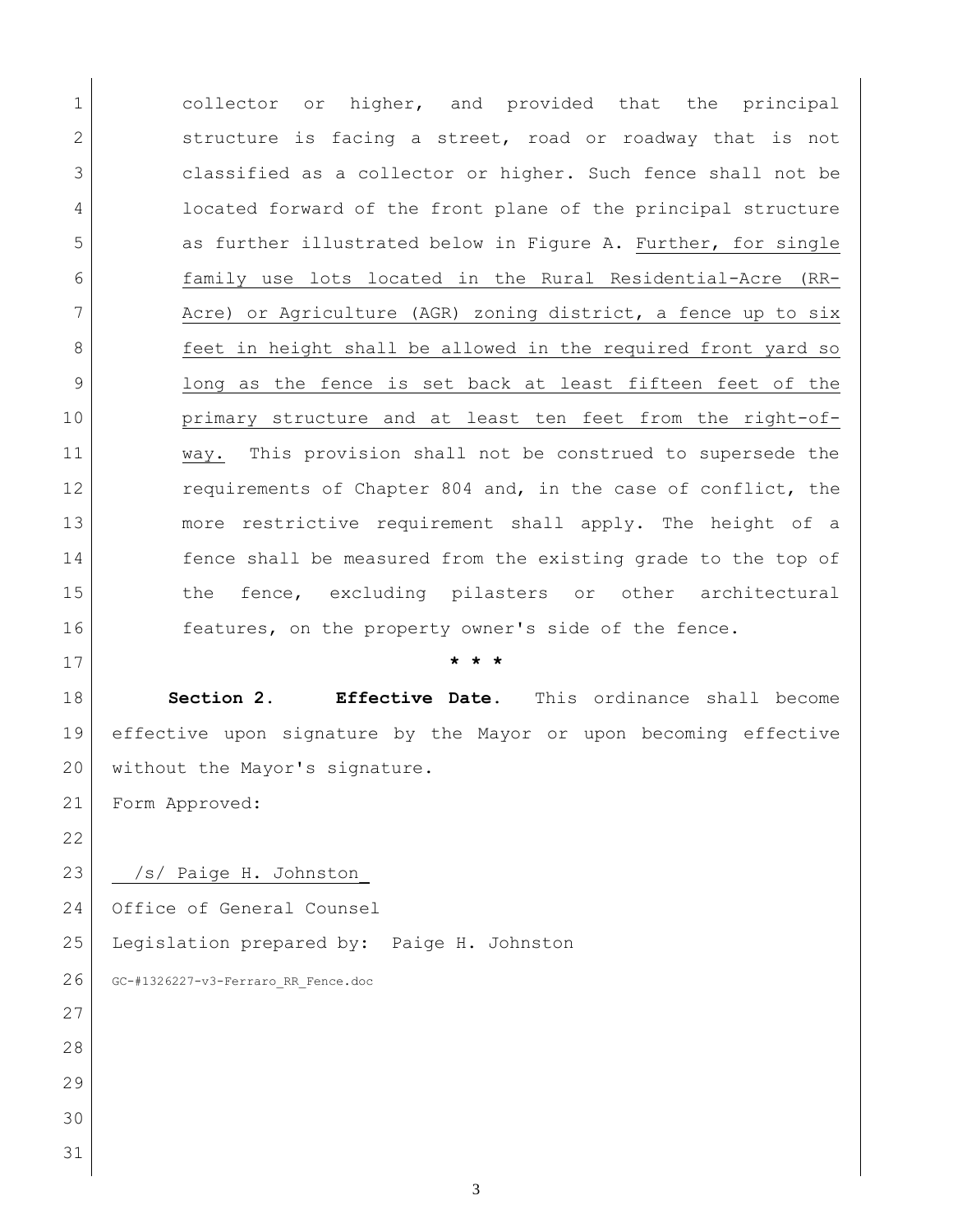collector or higher, and provided that the principal structure is facing a street, road or roadway that is not classified as a collector or higher. Such fence shall not be located forward of the front plane of the principal structure as further illustrated below in Figure A. <u>Further, for single family use lots located in the Rural Residential-Acre (RR-Acre) or Agriculture (AGR) zoning district, a fence up to six feet in height shall be allowed in the required front yard so long as the fence is set back at least fifteen feet of the primary structure and at least ten feet from the right-of-way.</u> This provision shall not be construed to supersede the requirements of Chapter 804 and, in the case of conflict, the more restrictive requirement shall apply. The height of a fence shall be measured from the existing grade to the top of the fence, excluding pilasters or other architectural features, on the property owner's side of the fence.

\* \* \*

**Section 2. Effective Date.** This ordinance shall become effective upon signature by the Mayor or upon becoming effective without the Mayor's signature.

Form Approved:

/s/ Paige H. Johnston

Office of General Counsel

Legislation prepared by: Paige H. Johnston

GC-#1326227-v3-Ferraro_RR_Fence.doc